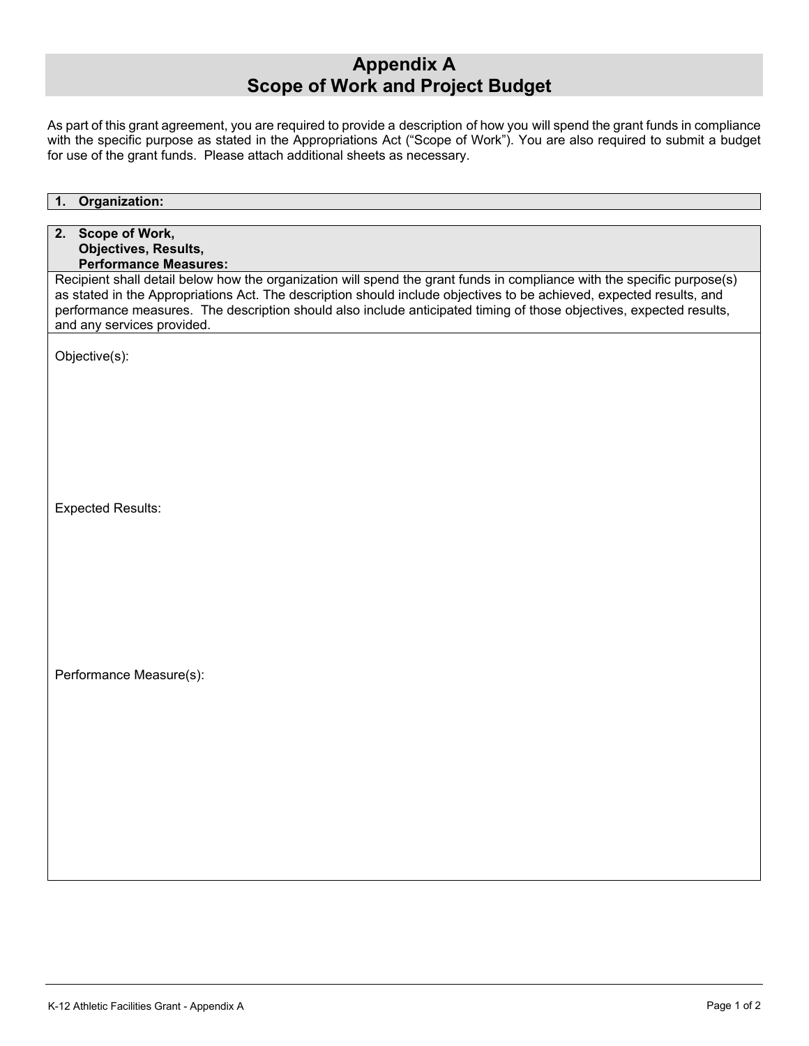# Appendix A
# Scope of Work and Project Budget

As part of this grant agreement, you are required to provide a description of how you will spend the grant funds in compliance with the specific purpose as stated in the Appropriations Act ("Scope of Work"). You are also required to submit a budget for use of the grant funds. Please attach additional sheets as necessary.

**1. Organization:**

**2. Scope of Work,
Objectives, Results,
Performance Measures:**

Recipient shall detail below how the organization will spend the grant funds in compliance with the specific purpose(s) as stated in the Appropriations Act. The description should include objectives to be achieved, expected results, and performance measures. The description should also include anticipated timing of those objectives, expected results, and any services provided.

Objective(s):

Expected Results:

Performance Measure(s):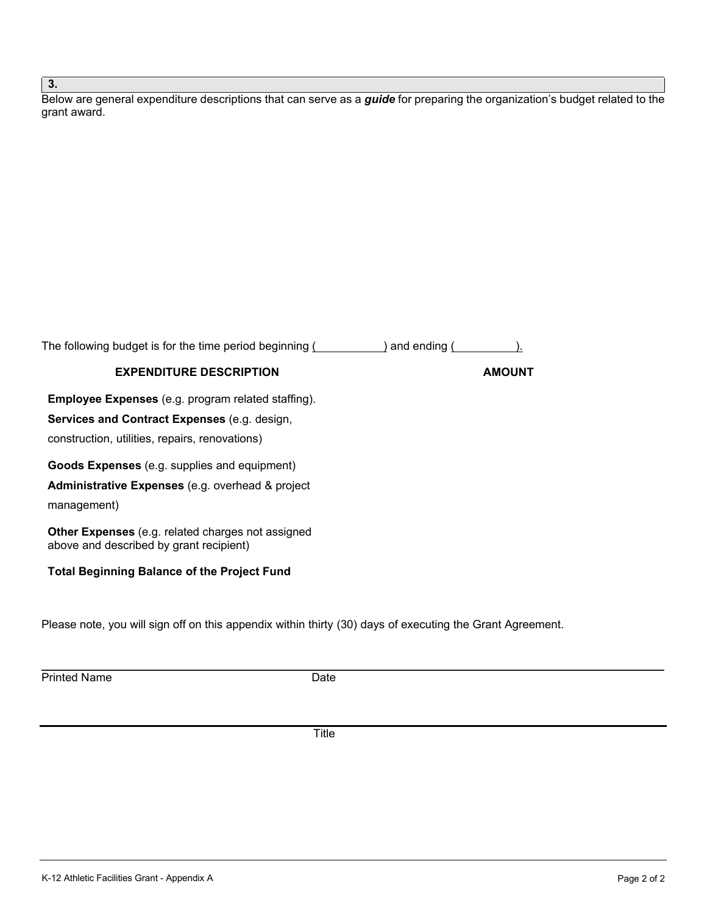**3.**

Below are general expenditure descriptions that can serve as a ***guide*** for preparing the organization's budget related to the grant award.

The following budget is for the time period beginning (\_\_\_\_\_\_\_\_\_\_\_) and ending (\_\_\_\_\_\_\_\_\_\_).

| EXPENDITURE DESCRIPTION | AMOUNT |
|---|---|
| **Employee Expenses** (e.g. program related staffing). | |
| **Services and Contract Expenses** (e.g. design, construction, utilities, repairs, renovations) | |
| **Goods Expenses** (e.g. supplies and equipment) | |
| **Administrative Expenses** (e.g. overhead & project management) | |
| **Other Expenses** (e.g. related charges not assigned above and described by grant recipient) | |
| **Total Beginning Balance of the Project Fund** | |

Please note, you will sign off on this appendix within thirty (30) days of executing the Grant Agreement.

Printed Name

Date

Title